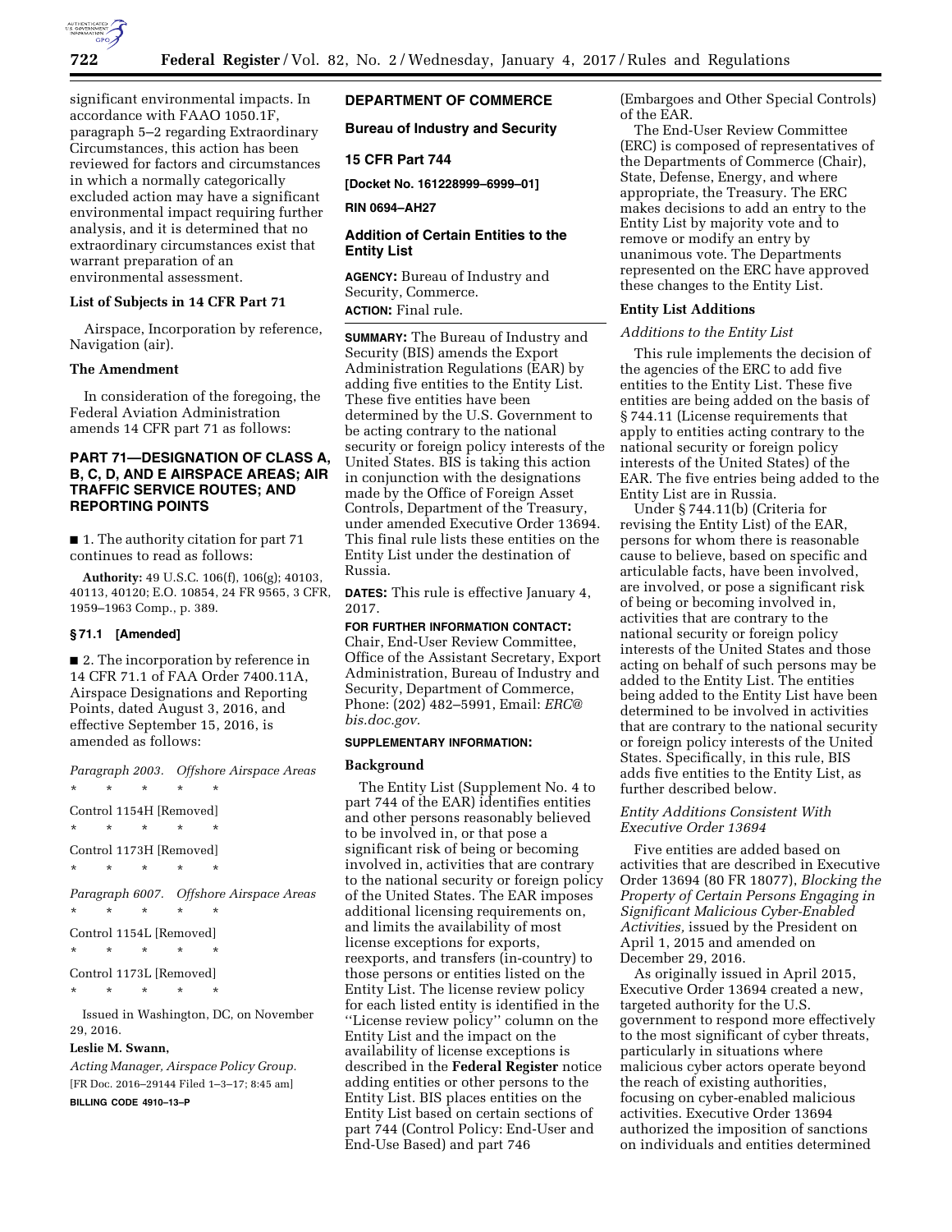significant environmental impacts. In accordance with FAAO 1050.1F, paragraph 5–2 regarding Extraordinary Circumstances, this action has been reviewed for factors and circumstances in which a normally categorically excluded action may have a significant environmental impact requiring further analysis, and it is determined that no extraordinary circumstances exist that warrant preparation of an environmental assessment.

### List of Subjects in 14 CFR Part 71

Airspace, Incorporation by reference, Navigation (air).

### The Amendment

In consideration of the foregoing, the Federal Aviation Administration amends 14 CFR part 71 as follows:

## PART 71—DESIGNATION OF CLASS A, B, C, D, AND E AIRSPACE AREAS; AIR TRAFFIC SERVICE ROUTES; AND REPORTING POINTS

■ 1. The authority citation for part 71 continues to read as follows:

**Authority:** 49 U.S.C. 106(f), 106(g); 40103, 40113, 40120; E.O. 10854, 24 FR 9565, 3 CFR, 1959–1963 Comp., p. 389.

### § 71.1 [Amended]

■ 2. The incorporation by reference in 14 CFR 71.1 of FAA Order 7400.11A, Airspace Designations and Reporting Points, dated August 3, 2016, and effective September 15, 2016, is amended as follows:

*Paragraph 2003. Offshore Airspace Areas*

\* \* \* \* \*

Control 1154H [Removed]

\* \* \* \* \*

Control 1173H [Removed]

\* \* \* \* \*

*Paragraph 6007. Offshore Airspace Areas*

\* \* \* \* \*

Control 1154L [Removed]

\* \* \* \* \*

Control 1173L [Removed]

\* \* \* \* \*

Issued in Washington, DC, on November 29, 2016.

**Leslie M. Swann,**

*Acting Manager, Airspace Policy Group.*

[FR Doc. 2016–29144 Filed 1–3–17; 8:45 am]

**BILLING CODE 4910–13–P**

---

## DEPARTMENT OF COMMERCE

### Bureau of Industry and Security

### 15 CFR Part 744

**[Docket No. 161228999–6999–01]**

**RIN 0694–AH27**

## Addition of Certain Entities to the Entity List

**AGENCY:** Bureau of Industry and Security, Commerce.

**ACTION:** Final rule.

**SUMMARY:** The Bureau of Industry and Security (BIS) amends the Export Administration Regulations (EAR) by adding five entities to the Entity List. These five entities have been determined by the U.S. Government to be acting contrary to the national security or foreign policy interests of the United States. BIS is taking this action in conjunction with the designations made by the Office of Foreign Asset Controls, Department of the Treasury, under amended Executive Order 13694. This final rule lists these entities on the Entity List under the destination of Russia.

**DATES:** This rule is effective January 4, 2017.

**FOR FURTHER INFORMATION CONTACT:** Chair, End-User Review Committee, Office of the Assistant Secretary, Export Administration, Bureau of Industry and Security, Department of Commerce, Phone: (202) 482–5991, Email: *ERC@bis.doc.gov.*

**SUPPLEMENTARY INFORMATION:**

### Background

The Entity List (Supplement No. 4 to part 744 of the EAR) identifies entities and other persons reasonably believed to be involved in, or that pose a significant risk of being or becoming involved in, activities that are contrary to the national security or foreign policy of the United States. The EAR imposes additional licensing requirements on, and limits the availability of most license exceptions for, exports, reexports, and transfers (in-country) to those persons or entities listed on the Entity List. The license review policy for each listed entity is identified in the ''License review policy'' column on the Entity List and the impact on the availability of license exceptions is described in the **Federal Register** notice adding entities or other persons to the Entity List. BIS places entities on the Entity List based on certain sections of part 744 (Control Policy: End-User and End-Use Based) and part 746 (Embargoes and Other Special Controls) of the EAR.

The End-User Review Committee (ERC) is composed of representatives of the Departments of Commerce (Chair), State, Defense, Energy, and where appropriate, the Treasury. The ERC makes decisions to add an entry to the Entity List by majority vote and to remove or modify an entry by unanimous vote. The Departments represented on the ERC have approved these changes to the Entity List.

### Entity List Additions

*Additions to the Entity List*

This rule implements the decision of the agencies of the ERC to add five entities to the Entity List. These five entities are being added on the basis of § 744.11 (License requirements that apply to entities acting contrary to the national security or foreign policy interests of the United States) of the EAR. The five entries being added to the Entity List are in Russia.

Under § 744.11(b) (Criteria for revising the Entity List) of the EAR, persons for whom there is reasonable cause to believe, based on specific and articulable facts, have been involved, are involved, or pose a significant risk of being or becoming involved in, activities that are contrary to the national security or foreign policy interests of the United States and those acting on behalf of such persons may be added to the Entity List. The entities being added to the Entity List have been determined to be involved in activities that are contrary to the national security or foreign policy interests of the United States. Specifically, in this rule, BIS adds five entities to the Entity List, as further described below.

*Entity Additions Consistent With Executive Order 13694*

Five entities are added based on activities that are described in Executive Order 13694 (80 FR 18077), *Blocking the Property of Certain Persons Engaging in Significant Malicious Cyber-Enabled Activities,* issued by the President on April 1, 2015 and amended on December 29, 2016.

As originally issued in April 2015, Executive Order 13694 created a new, targeted authority for the U.S. government to respond more effectively to the most significant of cyber threats, particularly in situations where malicious cyber actors operate beyond the reach of existing authorities, focusing on cyber-enabled malicious activities. Executive Order 13694 authorized the imposition of sanctions on individuals and entities determined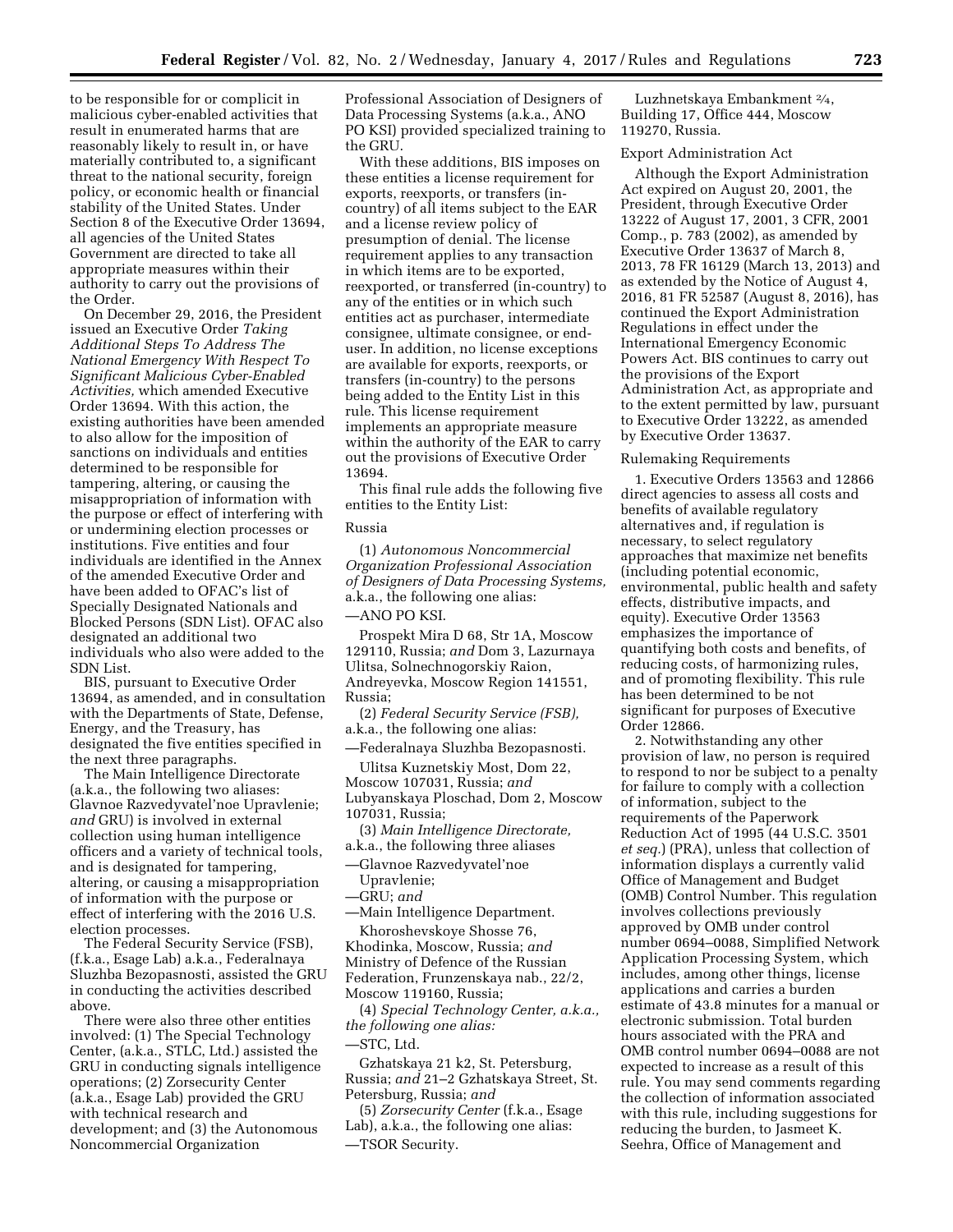to be responsible for or complicit in malicious cyber-enabled activities that result in enumerated harms that are reasonably likely to result in, or have materially contributed to, a significant threat to the national security, foreign policy, or economic health or financial stability of the United States. Under Section 8 of the Executive Order 13694, all agencies of the United States Government are directed to take all appropriate measures within their authority to carry out the provisions of the Order.

On December 29, 2016, the President issued an Executive Order *Taking Additional Steps To Address The National Emergency With Respect To Significant Malicious Cyber-Enabled Activities,* which amended Executive Order 13694. With this action, the existing authorities have been amended to also allow for the imposition of sanctions on individuals and entities determined to be responsible for tampering, altering, or causing the misappropriation of information with the purpose or effect of interfering with or undermining election processes or institutions. Five entities and four individuals are identified in the Annex of the amended Executive Order and have been added to OFAC's list of Specially Designated Nationals and Blocked Persons (SDN List). OFAC also designated an additional two individuals who also were added to the SDN List.

BIS, pursuant to Executive Order 13694, as amended, and in consultation with the Departments of State, Defense, Energy, and the Treasury, has designated the five entities specified in the next three paragraphs.

The Main Intelligence Directorate (a.k.a., the following two aliases: Glavnoe Razvedyvatel'noe Upravlenie; *and* GRU) is involved in external collection using human intelligence officers and a variety of technical tools, and is designated for tampering, altering, or causing a misappropriation of information with the purpose or effect of interfering with the 2016 U.S. election processes.

The Federal Security Service (FSB), (f.k.a., Esage Lab) a.k.a., Federalnaya Sluzhba Bezopasnosti, assisted the GRU in conducting the activities described above.

There were also three other entities involved: (1) The Special Technology Center, (a.k.a., STLC, Ltd.) assisted the GRU in conducting signals intelligence operations; (2) Zorsecurity Center (a.k.a., Esage Lab) provided the GRU with technical research and development; and (3) the Autonomous Noncommercial Organization Professional Association of Designers of Data Processing Systems (a.k.a., ANO PO KSI) provided specialized training to the GRU.

With these additions, BIS imposes on these entities a license requirement for exports, reexports, or transfers (in-country) of all items subject to the EAR and a license review policy of presumption of denial. The license requirement applies to any transaction in which items are to be exported, reexported, or transferred (in-country) to any of the entities or in which such entities act as purchaser, intermediate consignee, ultimate consignee, or end-user. In addition, no license exceptions are available for exports, reexports, or transfers (in-country) to the persons being added to the Entity List in this rule. This license requirement implements an appropriate measure within the authority of the EAR to carry out the provisions of Executive Order 13694.

This final rule adds the following five entities to the Entity List:

Russia

(1) *Autonomous Noncommercial Organization Professional Association of Designers of Data Processing Systems,* a.k.a., the following one alias:

—ANO PO KSI.

Prospekt Mira D 68, Str 1A, Moscow 129110, Russia; *and* Dom 3, Lazurnaya Ulitsa, Solnechnogorskiy Raion, Andreyevka, Moscow Region 141551, Russia;

(2) *Federal Security Service (FSB),* a.k.a., the following one alias:

—Federalnaya Sluzhba Bezopasnosti.

Ulitsa Kuznetskiy Most, Dom 22, Moscow 107031, Russia; *and* Lubyanskaya Ploschad, Dom 2, Moscow 107031, Russia;

(3) *Main Intelligence Directorate,* a.k.a., the following three aliases

—Glavnoe Razvedyvatel'noe Upravlenie;

—GRU; *and*

—Main Intelligence Department.

Khoroshevskoye Shosse 76, Khodinka, Moscow, Russia; *and* Ministry of Defence of the Russian Federation, Frunzenskaya nab., 22/2, Moscow 119160, Russia;

(4) *Special Technology Center, a.k.a., the following one alias:*

—STC, Ltd.

Gzhatskaya 21 k2, St. Petersburg, Russia; *and* 21–2 Gzhatskaya Street, St. Petersburg, Russia; *and*

(5) *Zorsecurity Center* (f.k.a., Esage Lab), a.k.a., the following one alias:

—TSOR Security.

Luzhnetskaya Embankment 2/4, Building 17, Office 444, Moscow 119270, Russia.

Export Administration Act

Although the Export Administration Act expired on August 20, 2001, the President, through Executive Order 13222 of August 17, 2001, 3 CFR, 2001 Comp., p. 783 (2002), as amended by Executive Order 13637 of March 8, 2013, 78 FR 16129 (March 13, 2013) and as extended by the Notice of August 4, 2016, 81 FR 52587 (August 8, 2016), has continued the Export Administration Regulations in effect under the International Emergency Economic Powers Act. BIS continues to carry out the provisions of the Export Administration Act, as appropriate and to the extent permitted by law, pursuant to Executive Order 13222, as amended by Executive Order 13637.

Rulemaking Requirements

1. Executive Orders 13563 and 12866 direct agencies to assess all costs and benefits of available regulatory alternatives and, if regulation is necessary, to select regulatory approaches that maximize net benefits (including potential economic, environmental, public health and safety effects, distributive impacts, and equity). Executive Order 13563 emphasizes the importance of quantifying both costs and benefits, of reducing costs, of harmonizing rules, and of promoting flexibility. This rule has been determined to be not significant for purposes of Executive Order 12866.

2. Notwithstanding any other provision of law, no person is required to respond to nor be subject to a penalty for failure to comply with a collection of information, subject to the requirements of the Paperwork Reduction Act of 1995 (44 U.S.C. 3501 *et seq.*) (PRA), unless that collection of information displays a currently valid Office of Management and Budget (OMB) Control Number. This regulation involves collections previously approved by OMB under control number 0694–0088, Simplified Network Application Processing System, which includes, among other things, license applications and carries a burden estimate of 43.8 minutes for a manual or electronic submission. Total burden hours associated with the PRA and OMB control number 0694–0088 are not expected to increase as a result of this rule. You may send comments regarding the collection of information associated with this rule, including suggestions for reducing the burden, to Jasmeet K. Seehra, Office of Management and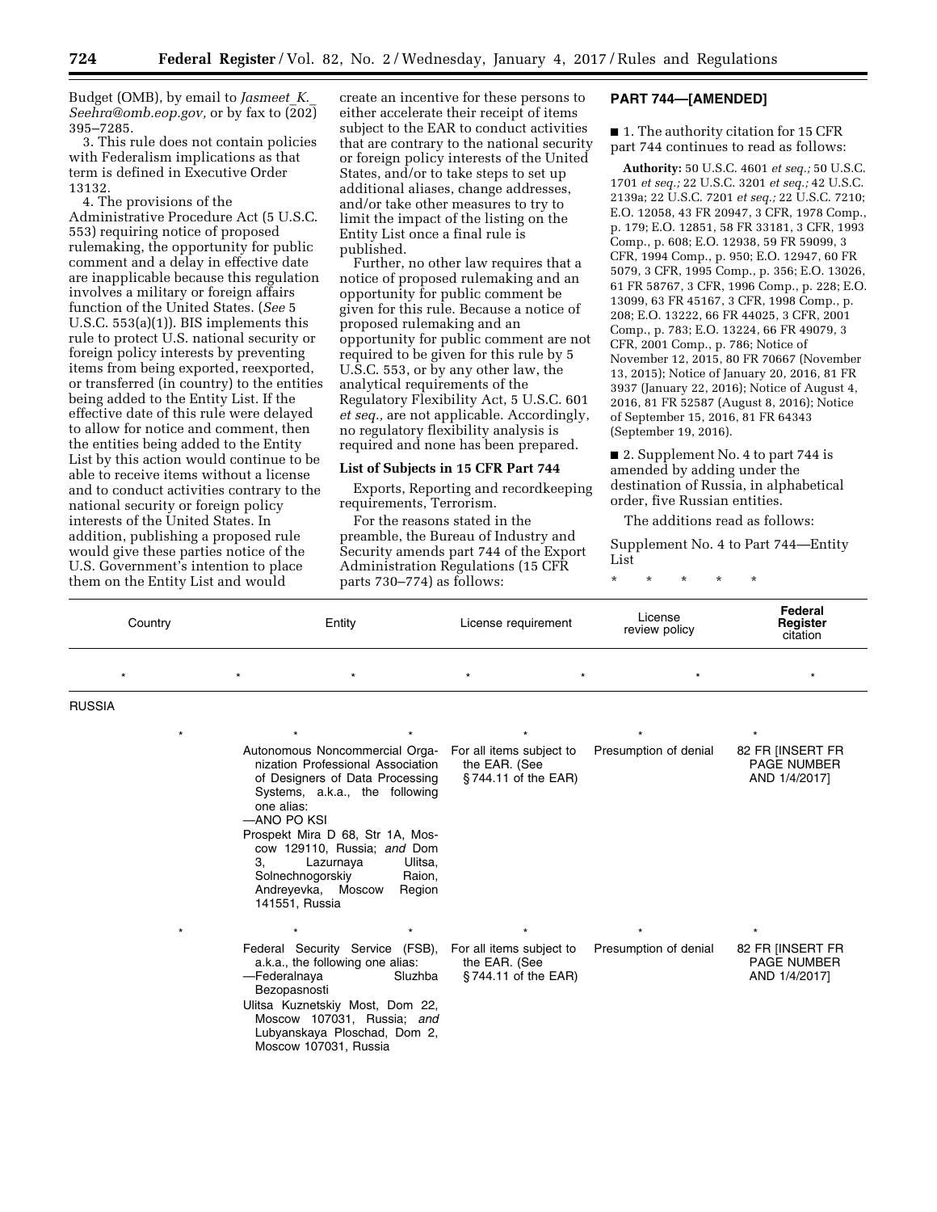Budget (OMB), by email to *Jasmeet_K._Seehra@omb.eop.gov,* or by fax to (202) 395–7285.

3. This rule does not contain policies with Federalism implications as that term is defined in Executive Order 13132.

4. The provisions of the Administrative Procedure Act (5 U.S.C. 553) requiring notice of proposed rulemaking, the opportunity for public comment and a delay in effective date are inapplicable because this regulation involves a military or foreign affairs function of the United States. (*See* 5 U.S.C. 553(a)(1)). BIS implements this rule to protect U.S. national security or foreign policy interests by preventing items from being exported, reexported, or transferred (in country) to the entities being added to the Entity List. If the effective date of this rule were delayed to allow for notice and comment, then the entities being added to the Entity List by this action would continue to be able to receive items without a license and to conduct activities contrary to the national security or foreign policy interests of the United States. In addition, publishing a proposed rule would give these parties notice of the U.S. Government's intention to place them on the Entity List and would create an incentive for these persons to either accelerate their receipt of items subject to the EAR to conduct activities that are contrary to the national security or foreign policy interests of the United States, and/or to take steps to set up additional aliases, change addresses, and/or take other measures to try to limit the impact of the listing on the Entity List once a final rule is published.

Further, no other law requires that a notice of proposed rulemaking and an opportunity for public comment be given for this rule. Because a notice of proposed rulemaking and an opportunity for public comment are not required to be given for this rule by 5 U.S.C. 553, or by any other law, the analytical requirements of the Regulatory Flexibility Act, 5 U.S.C. 601 *et seq.,* are not applicable. Accordingly, no regulatory flexibility analysis is required and none has been prepared.

### List of Subjects in 15 CFR Part 744

Exports, Reporting and recordkeeping requirements, Terrorism.

For the reasons stated in the preamble, the Bureau of Industry and Security amends part 744 of the Export Administration Regulations (15 CFR parts 730–774) as follows:

## PART 744—[AMENDED]

■ 1. The authority citation for 15 CFR part 744 continues to read as follows:

**Authority:** 50 U.S.C. 4601 *et seq.;* 50 U.S.C. 1701 *et seq.;* 22 U.S.C. 3201 *et seq.;* 42 U.S.C. 2139a; 22 U.S.C. 7201 *et seq.;* 22 U.S.C. 7210; E.O. 12058, 43 FR 20947, 3 CFR, 1978 Comp., p. 179; E.O. 12851, 58 FR 33181, 3 CFR, 1993 Comp., p. 608; E.O. 12938, 59 FR 59099, 3 CFR, 1994 Comp., p. 950; E.O. 12947, 60 FR 5079, 3 CFR, 1995 Comp., p. 356; E.O. 13026, 61 FR 58767, 3 CFR, 1996 Comp., p. 228; E.O. 13099, 63 FR 45167, 3 CFR, 1998 Comp., p. 208; E.O. 13222, 66 FR 44025, 3 CFR, 2001 Comp., p. 783; E.O. 13224, 66 FR 49079, 3 CFR, 2001 Comp., p. 786; Notice of November 12, 2015, 80 FR 70667 (November 13, 2015); Notice of January 20, 2016, 81 FR 3937 (January 22, 2016); Notice of August 4, 2016, 81 FR 52587 (August 8, 2016); Notice of September 15, 2016, 81 FR 64343 (September 19, 2016).

■ 2. Supplement No. 4 to part 744 is amended by adding under the destination of Russia, in alphabetical order, five Russian entities.

The additions read as follows:

Supplement No. 4 to Part 744—Entity List

\* \* \* \* \*

| Country | Entity | License requirement | License review policy | Federal Register citation |
|---|---|---|---|---|
| \* | \* | \* | \* | \* |
| RUSSIA | | | | |
| \* | \* | \* | \* | \* |
| | Autonomous Noncommercial Organization Professional Association of Designers of Data Processing Systems, a.k.a., the following one alias: —ANO PO KSI Prospekt Mira D 68, Str 1A, Moscow 129110, Russia; *and* Dom 3, Lazurnaya Ulitsa, Solnechnogorskiy Raion, Andreyevka, Moscow Region 141551, Russia | For all items subject to the EAR. (See §744.11 of the EAR) | Presumption of denial | 82 FR [INSERT FR PAGE NUMBER AND 1/4/2017] |
| \* | \* | \* | \* | \* |
| | Federal Security Service (FSB), a.k.a., the following one alias: —Federalnaya Sluzhba Bezopasnosti Ulitsa Kuznetskiy Most, Dom 22, Moscow 107031, Russia; *and* Lubyanskaya Ploschad, Dom 2, Moscow 107031, Russia | For all items subject to the EAR. (See §744.11 of the EAR) | Presumption of denial | 82 FR [INSERT FR PAGE NUMBER AND 1/4/2017] |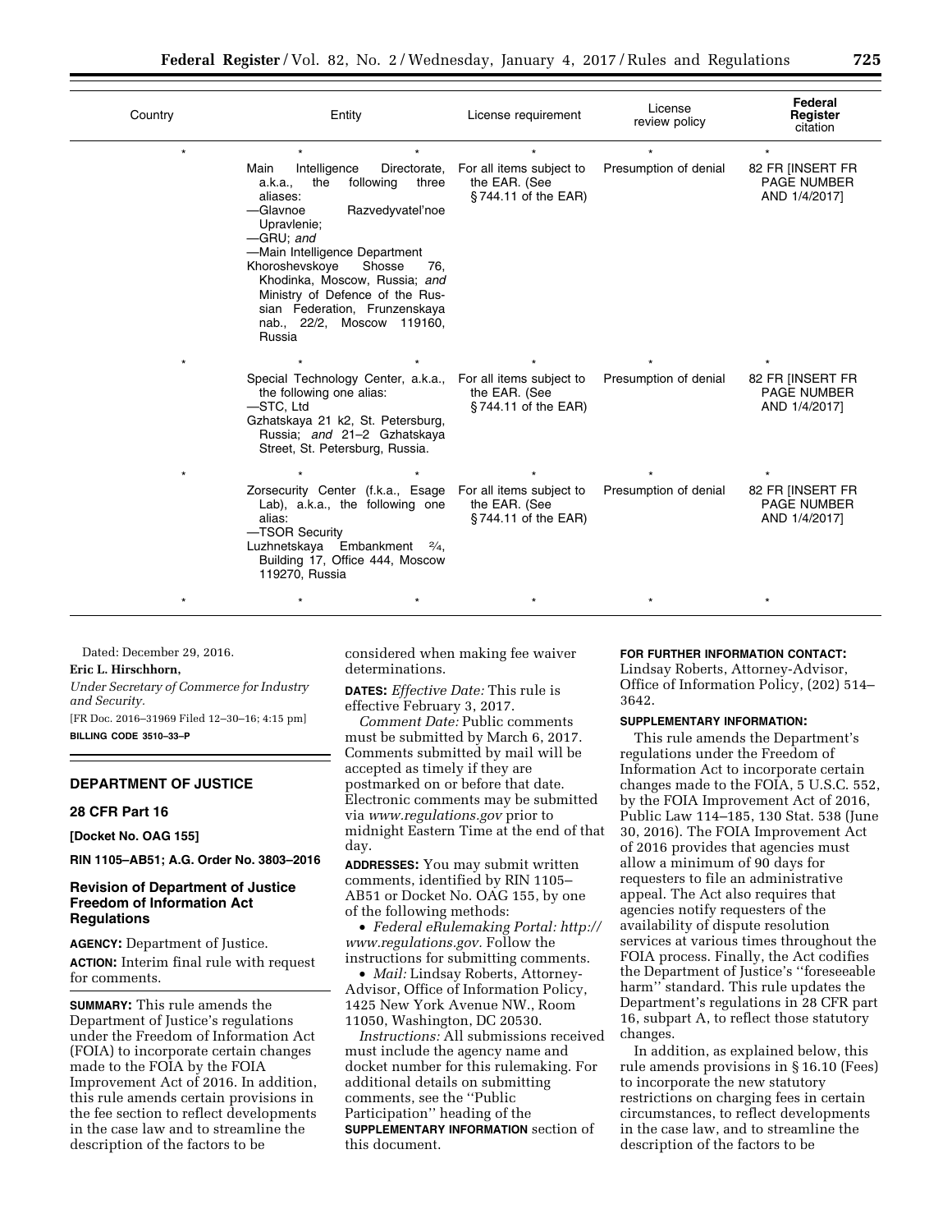| Country | Entity | License requirement | License review policy | Federal Register citation |
|---|---|---|---|---|
| * | * * | * | * | * |
| | Main Intelligence Directorate, a.k.a., the following three aliases:<br>—Glavnoe Razvedyvatel'noe Upravlenie;<br>—GRU; *and*<br>—Main Intelligence Department<br>Khoroshevskoye Shosse 76, Khodinka, Moscow, Russia; *and* Ministry of Defence of the Russian Federation, Frunzenskaya nab., 22/2, Moscow 119160, Russia | For all items subject to the EAR. (See § 744.11 of the EAR) | Presumption of denial | 82 FR [INSERT FR PAGE NUMBER AND 1/4/2017] |
| * | * * | * | * | * |
| | Special Technology Center, a.k.a., the following one alias:<br>—STC, Ltd<br>Gzhatskaya 21 k2, St. Petersburg, Russia; *and* 21–2 Gzhatskaya Street, St. Petersburg, Russia. | For all items subject to the EAR. (See § 744.11 of the EAR) | Presumption of denial | 82 FR [INSERT FR PAGE NUMBER AND 1/4/2017] |
| * | * * | * | * | * |
| | Zorsecurity Center (f.k.a., Esage Lab), a.k.a., the following one alias:<br>—TSOR Security<br>Luzhnetskaya Embankment 2/4, Building 17, Office 444, Moscow 119270, Russia | For all items subject to the EAR. (See § 744.11 of the EAR) | Presumption of denial | 82 FR [INSERT FR PAGE NUMBER AND 1/4/2017] |
| * | * * | * | * | * |

Dated: December 29, 2016.

**Eric L. Hirschhorn,**

*Under Secretary of Commerce for Industry and Security.*

[FR Doc. 2016–31969 Filed 12–30–16; 4:15 pm]

**BILLING CODE 3510–33–P**

## DEPARTMENT OF JUSTICE

### 28 CFR Part 16

**[Docket No. OAG 155]**

**RIN 1105–AB51; A.G. Order No. 3803–2016**

### Revision of Department of Justice Freedom of Information Act Regulations

**AGENCY:** Department of Justice.

**ACTION:** Interim final rule with request for comments.

**SUMMARY:** This rule amends the Department of Justice's regulations under the Freedom of Information Act (FOIA) to incorporate certain changes made to the FOIA by the FOIA Improvement Act of 2016. In addition, this rule amends certain provisions in the fee section to reflect developments in the case law and to streamline the description of the factors to be considered when making fee waiver determinations.

**DATES:** *Effective Date:* This rule is effective February 3, 2017.

*Comment Date:* Public comments must be submitted by March 6, 2017. Comments submitted by mail will be accepted as timely if they are postmarked on or before that date. Electronic comments may be submitted via *www.regulations.gov* prior to midnight Eastern Time at the end of that day.

**ADDRESSES:** You may submit written comments, identified by RIN 1105–AB51 or Docket No. OAG 155, by one of the following methods:

- *Federal eRulemaking Portal: http://www.regulations.gov.* Follow the instructions for submitting comments.
- *Mail:* Lindsay Roberts, Attorney-Advisor, Office of Information Policy, 1425 New York Avenue NW., Room 11050, Washington, DC 20530.

*Instructions:* All submissions received must include the agency name and docket number for this rulemaking. For additional details on submitting comments, see the ''Public Participation'' heading of the **SUPPLEMENTARY INFORMATION** section of this document.

**FOR FURTHER INFORMATION CONTACT:** Lindsay Roberts, Attorney-Advisor, Office of Information Policy, (202) 514–3642.

**SUPPLEMENTARY INFORMATION:**

This rule amends the Department's regulations under the Freedom of Information Act to incorporate certain changes made to the FOIA, 5 U.S.C. 552, by the FOIA Improvement Act of 2016, Public Law 114–185, 130 Stat. 538 (June 30, 2016). The FOIA Improvement Act of 2016 provides that agencies must allow a minimum of 90 days for requesters to file an administrative appeal. The Act also requires that agencies notify requesters of the availability of dispute resolution services at various times throughout the FOIA process. Finally, the Act codifies the Department of Justice's ''foreseeable harm'' standard. This rule updates the Department's regulations in 28 CFR part 16, subpart A, to reflect those statutory changes.

In addition, as explained below, this rule amends provisions in § 16.10 (Fees) to incorporate the new statutory restrictions on charging fees in certain circumstances, to reflect developments in the case law, and to streamline the description of the factors to be